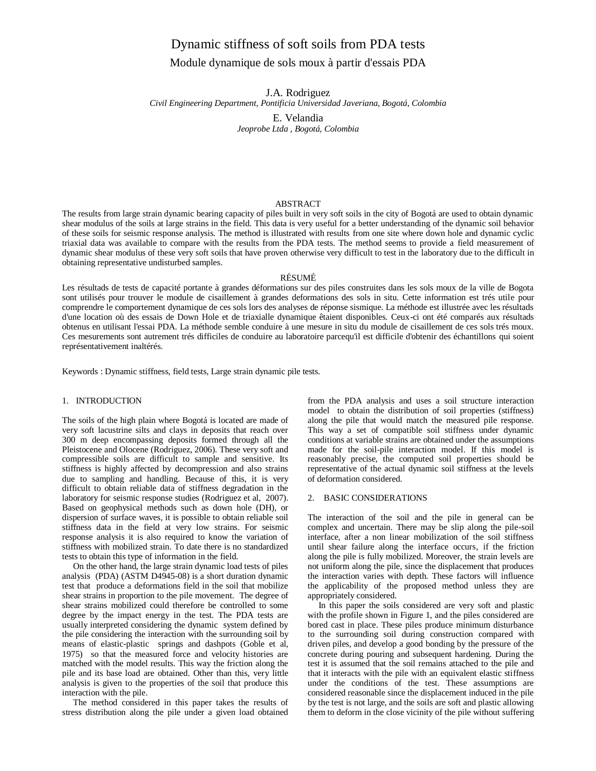# Dynamic stiffness of soft soils from PDA tests

## Module dynamique de sols moux à partir d'essais PDA

J.A. Rodriguez
*Civil Engineering Department, Pontificia Universidad Javeriana, Bogotá, Colombia*

E. Velandia
*Jeoprobe Ltda , Bogotá, Colombia*

### ABSTRACT

The results from large strain dynamic bearing capacity of piles built in very soft soils in the city of Bogotá are used to obtain dynamic shear modulus of the soils at large strains in the field. This data is very useful for a better understanding of the dynamic soil behavior of these soils for seismic response analysis. The method is illustrated with results from one site where down hole and dynamic cyclic triaxial data was available to compare with the results from the PDA tests. The method seems to provide a field measurement of dynamic shear modulus of these very soft soils that have proven otherwise very difficult to test in the laboratory due to the difficult in obtaining representative undisturbed samples.

### RÉSUMÉ

Les résultads de tests de capacité portante à grandes déformations sur des piles construites dans les sols moux de la ville de Bogota sont utilisés pour trouver le module de cisaillement à grandes deformations des sols in situ. Cette information est trés utile pour comprendre le comportement dynamique de ces sols lors des analyses de réponse sismique. La méthode est illustrée avec les résultads d'une location où des essais de Down Hole et de triaxialle dynamique êtaient disponibles. Ceux-ci ont été comparés aux résultads obtenus en utilisant l'essai PDA. La méthode semble conduire à une mesure in situ du module de cisaillement de ces sols trés moux. Ces mesurements sont autrement trés difficiles de conduire au laboratoire parcequ'il est difficile d'obtenir des échantillons qui soient représentativement inaltérés.

Keywords : Dynamic stiffness, field tests, Large strain dynamic pile tests.

## 1. INTRODUCTION

The soils of the high plain where Bogotá is located are made of very soft lacustrine silts and clays in deposits that reach over 300 m deep encompassing deposits formed through all the Pleistocene and Olocene (Rodriguez, 2006). These very soft and compressible soils are difficult to sample and sensitive. Its stiffness is highly affected by decompression and also strains due to sampling and handling. Because of this, it is very difficult to obtain reliable data of stiffness degradation in the laboratory for seismic response studies (Rodriguez et al, 2007). Based on geophysical methods such as down hole (DH), or dispersion of surface waves, it is possible to obtain reliable soil stiffness data in the field at very low strains. For seismic response analysis it is also required to know the variation of stiffness with mobilized strain. To date there is no standardized tests to obtain this type of information in the field.

On the other hand, the large strain dynamic load tests of piles analysis (PDA) (ASTM D4945-08) is a short duration dynamic test that produce a deformations field in the soil that mobilize shear strains in proportion to the pile movement. The degree of shear strains mobilized could therefore be controlled to some degree by the impact energy in the test. The PDA tests are usually interpreted considering the dynamic system defined by the pile considering the interaction with the surrounding soil by means of elastic-plastic springs and dashpots (Goble et al, 1975) so that the measured force and velocity histories are matched with the model results. This way the friction along the pile and its base load are obtained. Other than this, very little analysis is given to the properties of the soil that produce this interaction with the pile.

The method considered in this paper takes the results of stress distribution along the pile under a given load obtained from the PDA analysis and uses a soil structure interaction model to obtain the distribution of soil properties (stiffness) along the pile that would match the measured pile response. This way a set of compatible soil stiffness under dynamic conditions at variable strains are obtained under the assumptions made for the soil-pile interaction model. If this model is reasonably precise, the computed soil properties should be representative of the actual dynamic soil stiffness at the levels of deformation considered.

## 2. BASIC CONSIDERATIONS

The interaction of the soil and the pile in general can be complex and uncertain. There may be slip along the pile-soil interface, after a non linear mobilization of the soil stiffness until shear failure along the interface occurs, if the friction along the pile is fully mobilized. Moreover, the strain levels are not uniform along the pile, since the displacement that produces the interaction varies with depth. These factors will influence the applicability of the proposed method unless they are appropriately considered.

In this paper the soils considered are very soft and plastic with the profile shown in Figure 1, and the piles considered are bored cast in place. These piles produce minimum disturbance to the surrounding soil during construction compared with driven piles, and develop a good bonding by the pressure of the concrete during pouring and subsequent hardening. During the test it is assumed that the soil remains attached to the pile and that it interacts with the pile with an equivalent elastic stiffness under the conditions of the test. These assumptions are considered reasonable since the displacement induced in the pile by the test is not large, and the soils are soft and plastic allowing them to deform in the close vicinity of the pile without suffering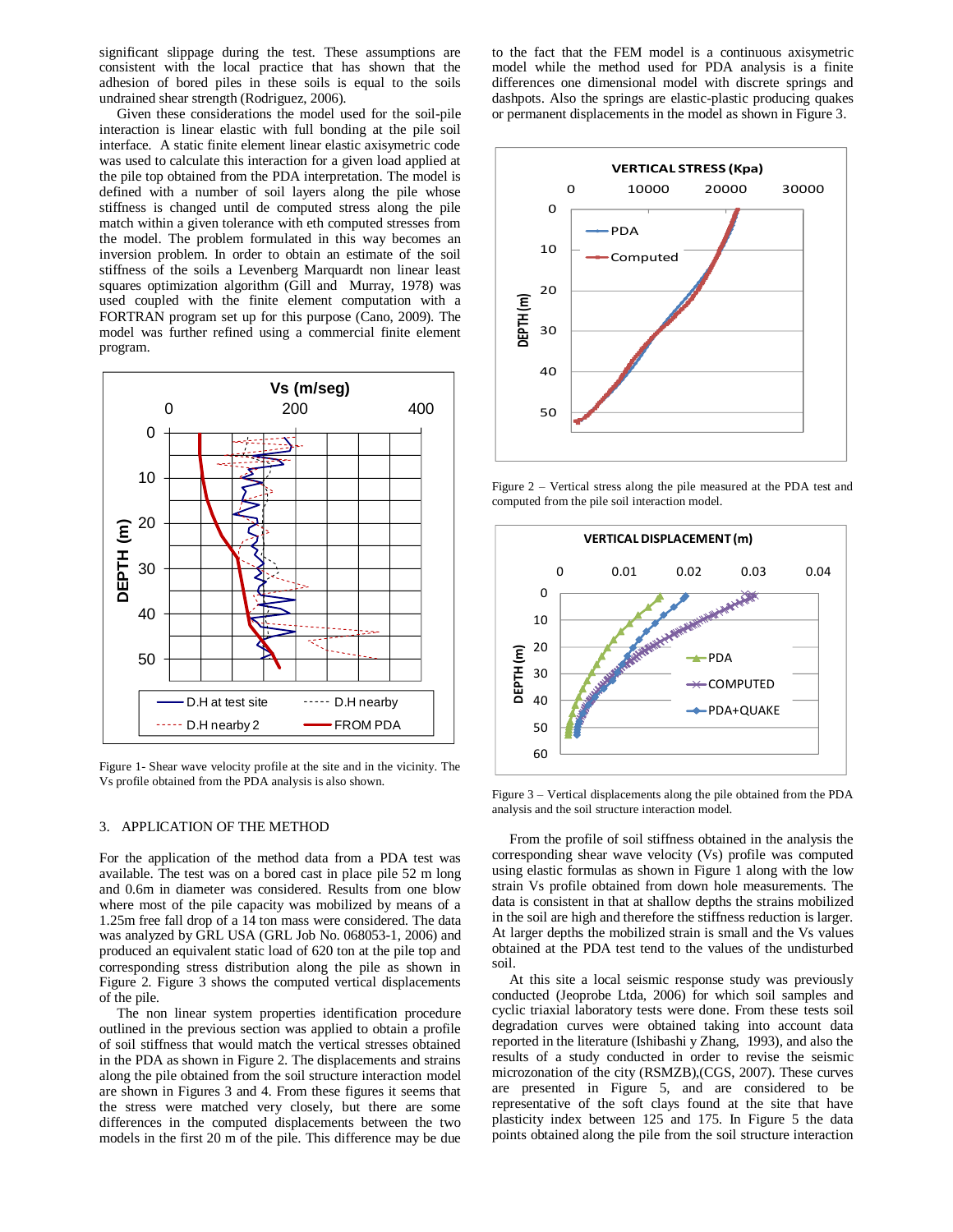significant slippage during the test. These assumptions are consistent with the local practice that has shown that the adhesion of bored piles in these soils is equal to the soils undrained shear strength (Rodriguez, 2006).

Given these considerations the model used for the soil-pile interaction is linear elastic with full bonding at the pile soil interface. A static finite element linear elastic axisymetric code was used to calculate this interaction for a given load applied at the pile top obtained from the PDA interpretation. The model is defined with a number of soil layers along the pile whose stiffness is changed until de computed stress along the pile match within a given tolerance with eth computed stresses from the model. The problem formulated in this way becomes an inversion problem. In order to obtain an estimate of the soil stiffness of the soils a Levenberg Marquardt non linear least squares optimization algorithm (Gill and Murray, 1978) was used coupled with the finite element computation with a FORTRAN program set up for this purpose (Cano, 2009). The model was further refined using a commercial finite element program.

Figure 1- Shear wave velocity profile at the site and in the vicinity. The Vs profile obtained from the PDA analysis is also shown.

## 3. APPLICATION OF THE METHOD

For the application of the method data from a PDA test was available. The test was on a bored cast in place pile 52 m long and 0.6m in diameter was considered. Results from one blow where most of the pile capacity was mobilized by means of a 1.25m free fall drop of a 14 ton mass were considered. The data was analyzed by GRL USA (GRL Job No. 068053-1, 2006) and produced an equivalent static load of 620 ton at the pile top and corresponding stress distribution along the pile as shown in Figure 2. Figure 3 shows the computed vertical displacements of the pile.

The non linear system properties identification procedure outlined in the previous section was applied to obtain a profile of soil stiffness that would match the vertical stresses obtained in the PDA as shown in Figure 2. The displacements and strains along the pile obtained from the soil structure interaction model are shown in Figures 3 and 4. From these figures it seems that the stress were matched very closely, but there are some differences in the computed displacements between the two models in the first 20 m of the pile. This difference may be due to the fact that the FEM model is a continuous axisymetric model while the method used for PDA analysis is a finite differences one dimensional model with discrete springs and dashpots. Also the springs are elastic-plastic producing quakes or permanent displacements in the model as shown in Figure 3.

Figure 2 – Vertical stress along the pile measured at the PDA test and computed from the pile soil interaction model.

Figure 3 – Vertical displacements along the pile obtained from the PDA analysis and the soil structure interaction model.

From the profile of soil stiffness obtained in the analysis the corresponding shear wave velocity (Vs) profile was computed using elastic formulas as shown in Figure 1 along with the low strain Vs profile obtained from down hole measurements. The data is consistent in that at shallow depths the strains mobilized in the soil are high and therefore the stiffness reduction is larger. At larger depths the mobilized strain is small and the Vs values obtained at the PDA test tend to the values of the undisturbed soil.

At this site a local seismic response study was previously conducted (Jeoprobe Ltda, 2006) for which soil samples and cyclic triaxial laboratory tests were done. From these tests soil degradation curves were obtained taking into account data reported in the literature (Ishibashi y Zhang, 1993), and also the results of a study conducted in order to revise the seismic microzonation of the city (RSMZB),(CGS, 2007). These curves are presented in Figure 5, and are considered to be representative of the soft clays found at the site that have plasticity index between 125 and 175. In Figure 5 the data points obtained along the pile from the soil structure interaction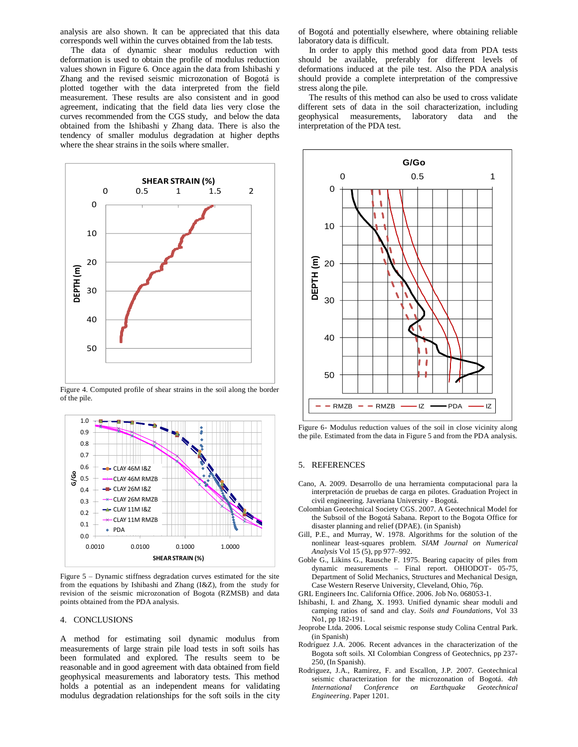analysis are also shown. It can be appreciated that this data corresponds well within the curves obtained from the lab tests.

The data of dynamic shear modulus reduction with deformation is used to obtain the profile of modulus reduction values shown in Figure 6. Once again the data from Ishibashi y Zhang and the revised seismic microzonation of Bogotá is plotted together with the data interpreted from the field measurement. These results are also consistent and in good agreement, indicating that the field data lies very close the curves recommended from the CGS study, and below the data obtained from the Ishibashi y Zhang data. There is also the tendency of smaller modulus degradation at higher depths where the shear strains in the soils where smaller.

SHEAR STRAIN (%)
0 0.5 1 1.5 2
DEPTH (m)
0 10 20 30 40 50

Figure 4. Computed profile of shear strains in the soil along the border of the pile.

G/Go
1.0 0.9 0.8 0.7 0.6 0.5 0.4 0.3 0.2 0.1 0.0
0.0010 0.0100 0.1000 1.0000
SHEAR STRAIN (%)
CLAY 46M I&Z
CLAY 46M RMZB
CLAY 26M I&Z
CLAY 26M RMZB
CLAY 11M I&Z
CLAY 11M RMZB
PDA

Figure 5 – Dynamic stiffness degradation curves estimated for the site from the equations by Ishibashi and Zhang (I&Z), from the study for revision of the seismic microzonation of Bogota (RZMSB) and data points obtained from the PDA analysis.

## 4. CONCLUSIONS

A method for estimating soil dynamic modulus from measurements of large strain pile load tests in soft soils has been formulated and explored. The results seem to be reasonable and in good agreement with data obtained from field geophysical measurements and laboratory tests. This method holds a potential as an independent means for validating modulus degradation relationships for the soft soils in the city of Bogotá and potentially elsewhere, where obtaining reliable laboratory data is difficult.

In order to apply this method good data from PDA tests should be available, preferably for different levels of deformations induced at the pile test. Also the PDA analysis should provide a complete interpretation of the compressive stress along the pile.

The results of this method can also be used to cross validate different sets of data in the soil characterization, including geophysical measurements, laboratory data and the interpretation of the PDA test.

G/Go
0 0.5 1
DEPTH (m)
0 10 20 30 40 50
RMZB RMZB IZ PDA IZ

Figure 6- Modulus reduction values of the soil in close vicinity along the pile. Estimated from the data in Figure 5 and from the PDA analysis.

## 5. REFERENCES

Cano, A. 2009. Desarrollo de una herramienta computacional para la interpretación de pruebas de carga en pilotes. Graduation Project in civil engineering. Javeriana University - Bogotá.

Colombian Geotechnical Society CGS. 2007. A Geotechnical Model for the Subsoil of the Bogotá Sabana. Report to the Bogota Office for disaster planning and relief (DPAE). (in Spanish)

Gill, P.E., and Murray, W. 1978. Algorithms for the solution of the nonlinear least-squares problem. *SIAM Journal on Numerical Analysis* Vol 15 (5), pp 977–992.

Goble G., Likins G., Rausche F. 1975. Bearing capacity of piles from dynamic measurements – Final report. OHIODOT- 05-75, Department of Solid Mechanics, Structures and Mechanical Design, Case Western Reserve University, Cleveland, Ohio, 76p.

GRL Engineers Inc. California Office. 2006. Job No. 068053-1.

Ishibashi, I. and Zhang, X. 1993. Unified dynamic shear moduli and camping ratios of sand and clay. *Soils and Foundations*, Vol 33 No1, pp 182-191.

Jeoprobe Ltda. 2006. Local seismic response study Colina Central Park. (in Spanish)

Rodríguez J.A. 2006. Recent advances in the characterization of the Bogota soft soils. XI Colombian Congress of Geotechnics, pp 237-250, (In Spanish).

Rodriguez, J.A., Ramirez, F. and Escallon, J.P. 2007. Geotechnical seismic characterization for the microzonation of Bogotá. *4th International Conference on Earthquake Geotechnical Engineering*. Paper 1201.